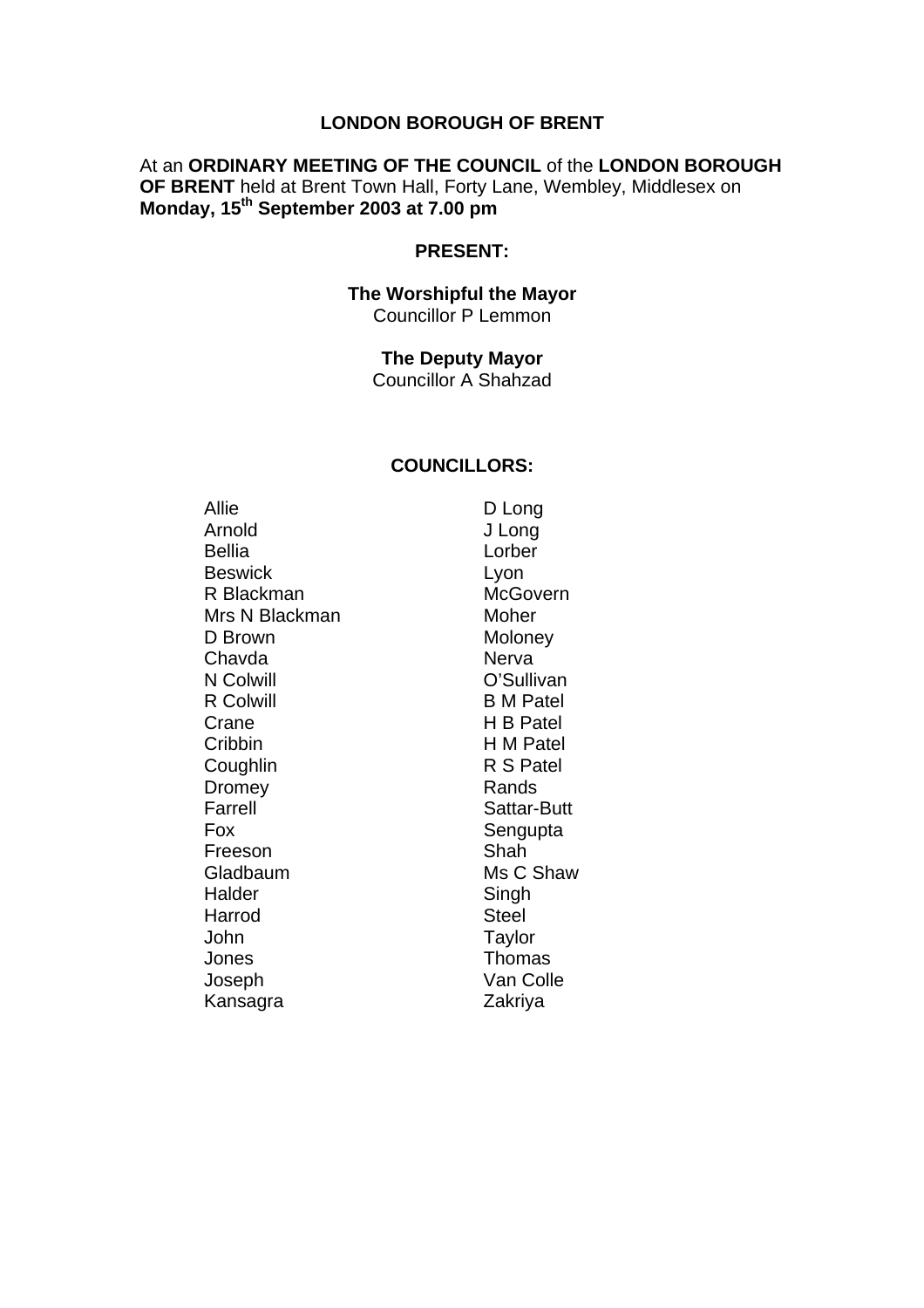# LONDON BOROUGH OF BRENT

At an **ORDINARY MEETING OF THE COUNCIL** of the **LONDON BOROUGH OF BRENT** held at Brent Town Hall, Forty Lane, Wembley, Middlesex on **Monday, 15th September 2003 at 7.00 pm**

## PRESENT:

**The Worshipful the Mayor**
Councillor P Lemmon

**The Deputy Mayor**
Councillor A Shahzad

## COUNCILLORS:

| | |
|---|---|
| Allie | D Long |
| Arnold | J Long |
| Bellia | Lorber |
| Beswick | Lyon |
| R Blackman | McGovern |
| Mrs N Blackman | Moher |
| D Brown | Moloney |
| Chavda | Nerva |
| N Colwill | O'Sullivan |
| R Colwill | B M Patel |
| Crane | H B Patel |
| Cribbin | H M Patel |
| Coughlin | R S Patel |
| Dromey | Rands |
| Farrell | Sattar-Butt |
| Fox | Sengupta |
| Freeson | Shah |
| Gladbaum | Ms C Shaw |
| Halder | Singh |
| Harrod | Steel |
| John | Taylor |
| Jones | Thomas |
| Joseph | Van Colle |
| Kansagra | Zakriya |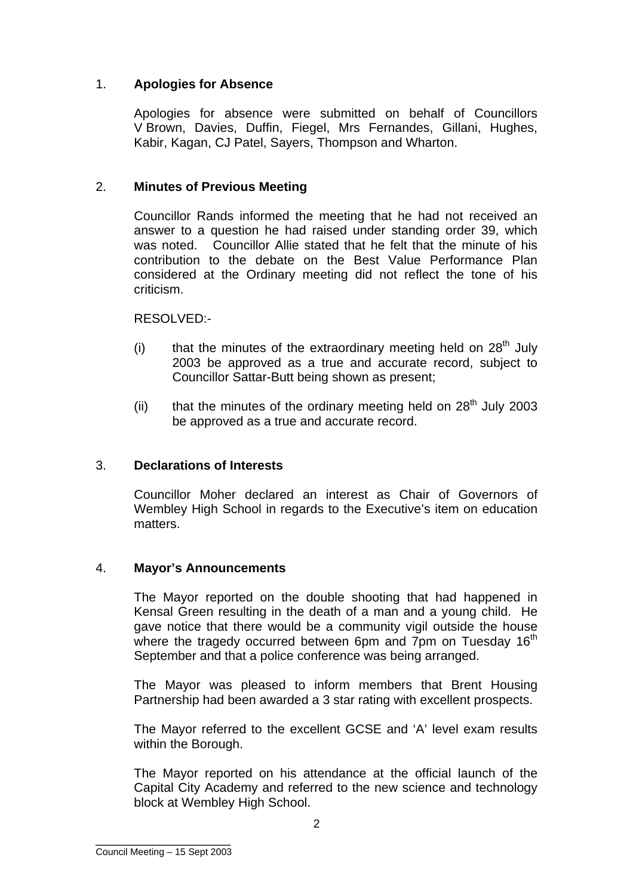1. **Apologies for Absence**

   Apologies for absence were submitted on behalf of Councillors V Brown, Davies, Duffin, Fiegel, Mrs Fernandes, Gillani, Hughes, Kabir, Kagan, CJ Patel, Sayers, Thompson and Wharton.

2. **Minutes of Previous Meeting**

   Councillor Rands informed the meeting that he had not received an answer to a question he had raised under standing order 39, which was noted. Councillor Allie stated that he felt that the minute of his contribution to the debate on the Best Value Performance Plan considered at the Ordinary meeting did not reflect the tone of his criticism.

   RESOLVED:-

   (i) that the minutes of the extraordinary meeting held on 28th July 2003 be approved as a true and accurate record, subject to Councillor Sattar-Butt being shown as present;

   (ii) that the minutes of the ordinary meeting held on 28th July 2003 be approved as a true and accurate record.

3. **Declarations of Interests**

   Councillor Moher declared an interest as Chair of Governors of Wembley High School in regards to the Executive's item on education matters.

4. **Mayor's Announcements**

   The Mayor reported on the double shooting that had happened in Kensal Green resulting in the death of a man and a young child. He gave notice that there would be a community vigil outside the house where the tragedy occurred between 6pm and 7pm on Tuesday 16th September and that a police conference was being arranged.

   The Mayor was pleased to inform members that Brent Housing Partnership had been awarded a 3 star rating with excellent prospects.

   The Mayor referred to the excellent GCSE and 'A' level exam results within the Borough.

   The Mayor reported on his attendance at the official launch of the Capital City Academy and referred to the new science and technology block at Wembley High School.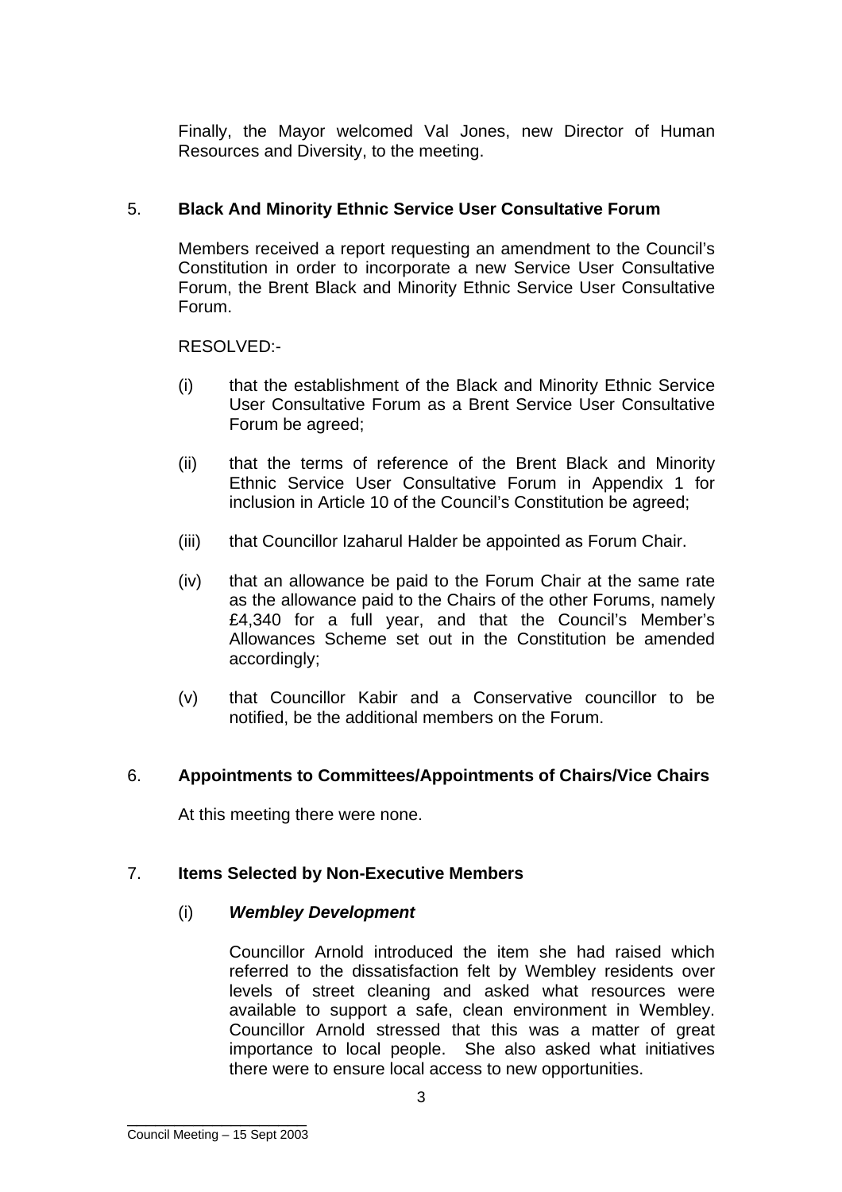Finally, the Mayor welcomed Val Jones, new Director of Human Resources and Diversity, to the meeting.

## 5. Black And Minority Ethnic Service User Consultative Forum

Members received a report requesting an amendment to the Council's Constitution in order to incorporate a new Service User Consultative Forum, the Brent Black and Minority Ethnic Service User Consultative Forum.

RESOLVED:-

(i) that the establishment of the Black and Minority Ethnic Service User Consultative Forum as a Brent Service User Consultative Forum be agreed;

(ii) that the terms of reference of the Brent Black and Minority Ethnic Service User Consultative Forum in Appendix 1 for inclusion in Article 10 of the Council's Constitution be agreed;

(iii) that Councillor Izaharul Halder be appointed as Forum Chair.

(iv) that an allowance be paid to the Forum Chair at the same rate as the allowance paid to the Chairs of the other Forums, namely £4,340 for a full year, and that the Council's Member's Allowances Scheme set out in the Constitution be amended accordingly;

(v) that Councillor Kabir and a Conservative councillor to be notified, be the additional members on the Forum.

## 6. Appointments to Committees/Appointments of Chairs/Vice Chairs

At this meeting there were none.

## 7. Items Selected by Non-Executive Members

### (i) *Wembley Development*

Councillor Arnold introduced the item she had raised which referred to the dissatisfaction felt by Wembley residents over levels of street cleaning and asked what resources were available to support a safe, clean environment in Wembley. Councillor Arnold stressed that this was a matter of great importance to local people. She also asked what initiatives there were to ensure local access to new opportunities.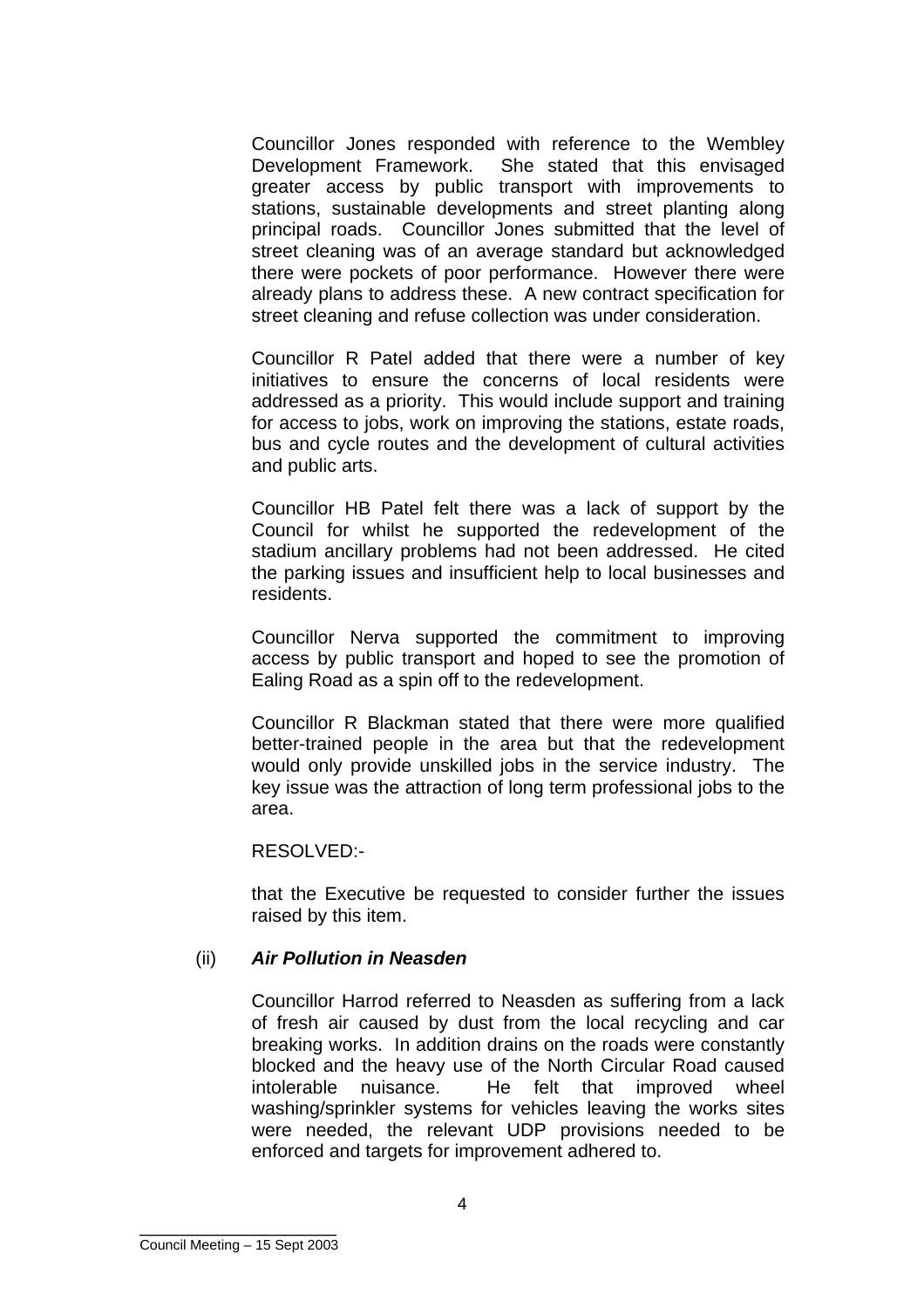Councillor Jones responded with reference to the Wembley Development Framework. She stated that this envisaged greater access by public transport with improvements to stations, sustainable developments and street planting along principal roads. Councillor Jones submitted that the level of street cleaning was of an average standard but acknowledged there were pockets of poor performance. However there were already plans to address these. A new contract specification for street cleaning and refuse collection was under consideration.

Councillor R Patel added that there were a number of key initiatives to ensure the concerns of local residents were addressed as a priority. This would include support and training for access to jobs, work on improving the stations, estate roads, bus and cycle routes and the development of cultural activities and public arts.

Councillor HB Patel felt there was a lack of support by the Council for whilst he supported the redevelopment of the stadium ancillary problems had not been addressed. He cited the parking issues and insufficient help to local businesses and residents.

Councillor Nerva supported the commitment to improving access by public transport and hoped to see the promotion of Ealing Road as a spin off to the redevelopment.

Councillor R Blackman stated that there were more qualified better-trained people in the area but that the redevelopment would only provide unskilled jobs in the service industry. The key issue was the attraction of long term professional jobs to the area.

RESOLVED:-

that the Executive be requested to consider further the issues raised by this item.

(ii) ***Air Pollution in Neasden***

Councillor Harrod referred to Neasden as suffering from a lack of fresh air caused by dust from the local recycling and car breaking works. In addition drains on the roads were constantly blocked and the heavy use of the North Circular Road caused intolerable nuisance. He felt that improved wheel washing/sprinkler systems for vehicles leaving the works sites were needed, the relevant UDP provisions needed to be enforced and targets for improvement adhered to.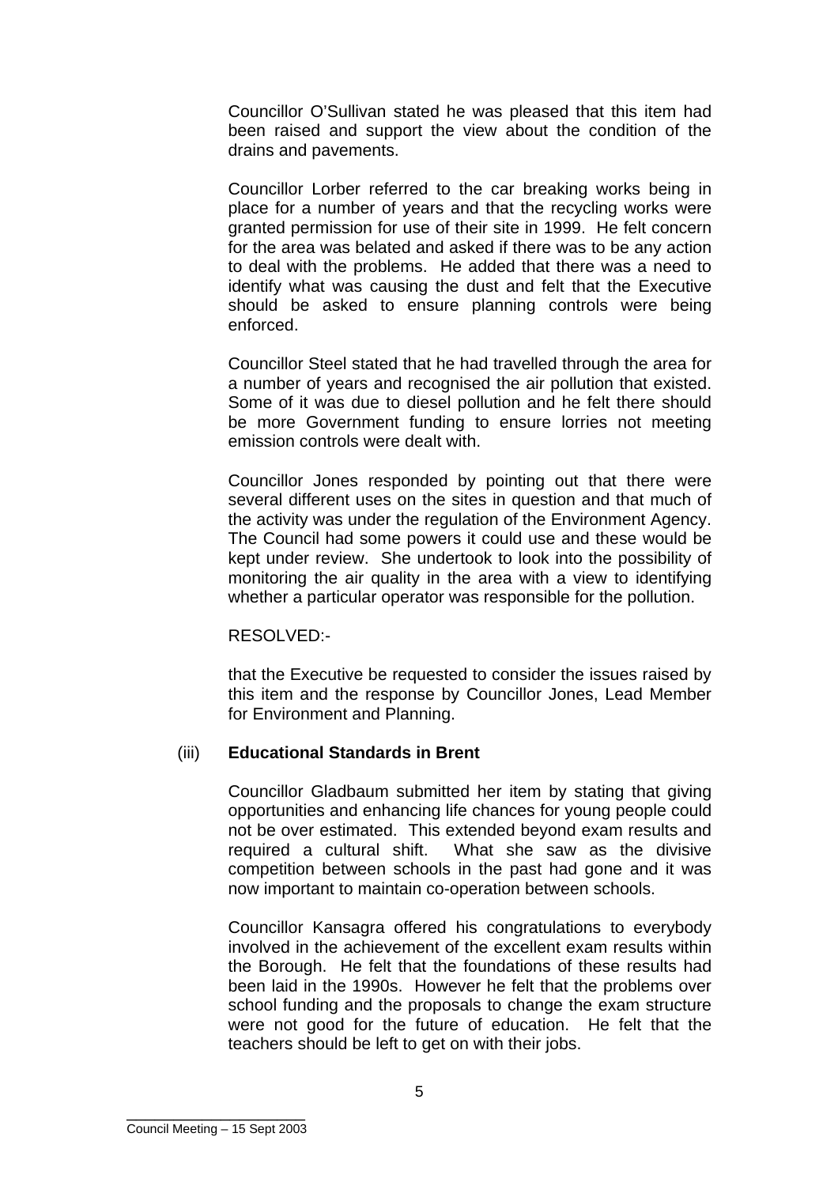Councillor O'Sullivan stated he was pleased that this item had been raised and support the view about the condition of the drains and pavements.

Councillor Lorber referred to the car breaking works being in place for a number of years and that the recycling works were granted permission for use of their site in 1999. He felt concern for the area was belated and asked if there was to be any action to deal with the problems. He added that there was a need to identify what was causing the dust and felt that the Executive should be asked to ensure planning controls were being enforced.

Councillor Steel stated that he had travelled through the area for a number of years and recognised the air pollution that existed. Some of it was due to diesel pollution and he felt there should be more Government funding to ensure lorries not meeting emission controls were dealt with.

Councillor Jones responded by pointing out that there were several different uses on the sites in question and that much of the activity was under the regulation of the Environment Agency. The Council had some powers it could use and these would be kept under review. She undertook to look into the possibility of monitoring the air quality in the area with a view to identifying whether a particular operator was responsible for the pollution.

RESOLVED:-

that the Executive be requested to consider the issues raised by this item and the response by Councillor Jones, Lead Member for Environment and Planning.

(iii) **Educational Standards in Brent**

Councillor Gladbaum submitted her item by stating that giving opportunities and enhancing life chances for young people could not be over estimated. This extended beyond exam results and required a cultural shift. What she saw as the divisive competition between schools in the past had gone and it was now important to maintain co-operation between schools.

Councillor Kansagra offered his congratulations to everybody involved in the achievement of the excellent exam results within the Borough. He felt that the foundations of these results had been laid in the 1990s. However he felt that the problems over school funding and the proposals to change the exam structure were not good for the future of education. He felt that the teachers should be left to get on with their jobs.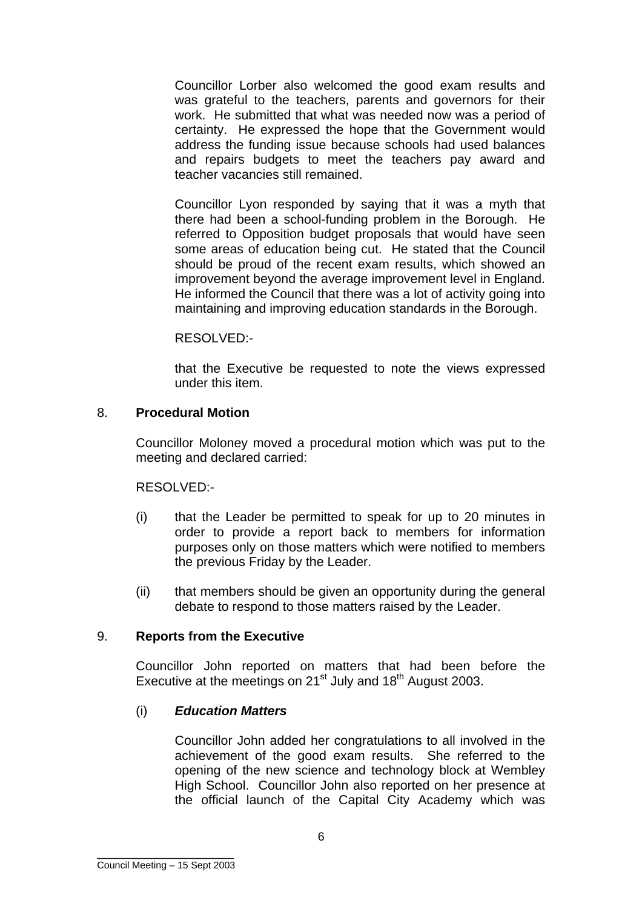Councillor Lorber also welcomed the good exam results and was grateful to the teachers, parents and governors for their work. He submitted that what was needed now was a period of certainty. He expressed the hope that the Government would address the funding issue because schools had used balances and repairs budgets to meet the teachers pay award and teacher vacancies still remained.

Councillor Lyon responded by saying that it was a myth that there had been a school-funding problem in the Borough. He referred to Opposition budget proposals that would have seen some areas of education being cut. He stated that the Council should be proud of the recent exam results, which showed an improvement beyond the average improvement level in England. He informed the Council that there was a lot of activity going into maintaining and improving education standards in the Borough.

RESOLVED:-

that the Executive be requested to note the views expressed under this item.

## 8. **Procedural Motion**

Councillor Moloney moved a procedural motion which was put to the meeting and declared carried:

RESOLVED:-

(i) that the Leader be permitted to speak for up to 20 minutes in order to provide a report back to members for information purposes only on those matters which were notified to members the previous Friday by the Leader.

(ii) that members should be given an opportunity during the general debate to respond to those matters raised by the Leader.

## 9. **Reports from the Executive**

Councillor John reported on matters that had been before the Executive at the meetings on 21st July and 18th August 2003.

### (i) ***Education Matters***

Councillor John added her congratulations to all involved in the achievement of the good exam results. She referred to the opening of the new science and technology block at Wembley High School. Councillor John also reported on her presence at the official launch of the Capital City Academy which was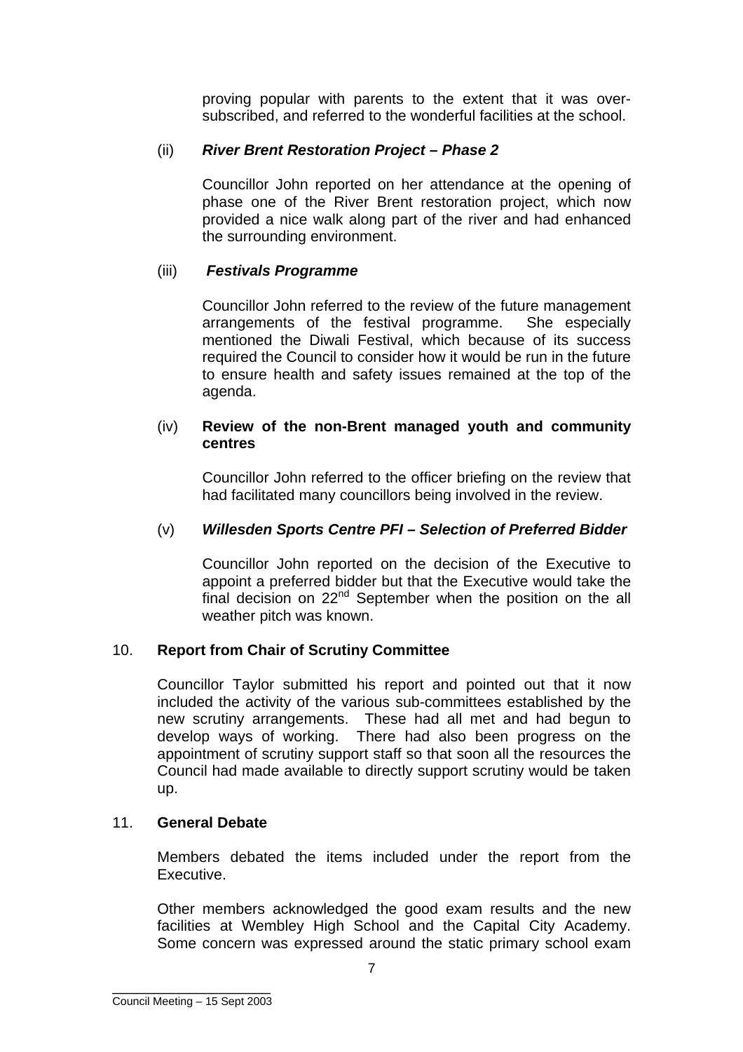proving popular with parents to the extent that it was over-subscribed, and referred to the wonderful facilities at the school.

(ii) ***River Brent Restoration Project – Phase 2***

Councillor John reported on her attendance at the opening of phase one of the River Brent restoration project, which now provided a nice walk along part of the river and had enhanced the surrounding environment.

(iii) ***Festivals Programme***

Councillor John referred to the review of the future management arrangements of the festival programme. She especially mentioned the Diwali Festival, which because of its success required the Council to consider how it would be run in the future to ensure health and safety issues remained at the top of the agenda.

(iv) **Review of the non-Brent managed youth and community centres**

Councillor John referred to the officer briefing on the review that had facilitated many councillors being involved in the review.

(v) ***Willesden Sports Centre PFI – Selection of Preferred Bidder***

Councillor John reported on the decision of the Executive to appoint a preferred bidder but that the Executive would take the final decision on 22nd September when the position on the all weather pitch was known.

10. **Report from Chair of Scrutiny Committee**

Councillor Taylor submitted his report and pointed out that it now included the activity of the various sub-committees established by the new scrutiny arrangements. These had all met and had begun to develop ways of working. There had also been progress on the appointment of scrutiny support staff so that soon all the resources the Council had made available to directly support scrutiny would be taken up.

11. **General Debate**

Members debated the items included under the report from the Executive.

Other members acknowledged the good exam results and the new facilities at Wembley High School and the Capital City Academy. Some concern was expressed around the static primary school exam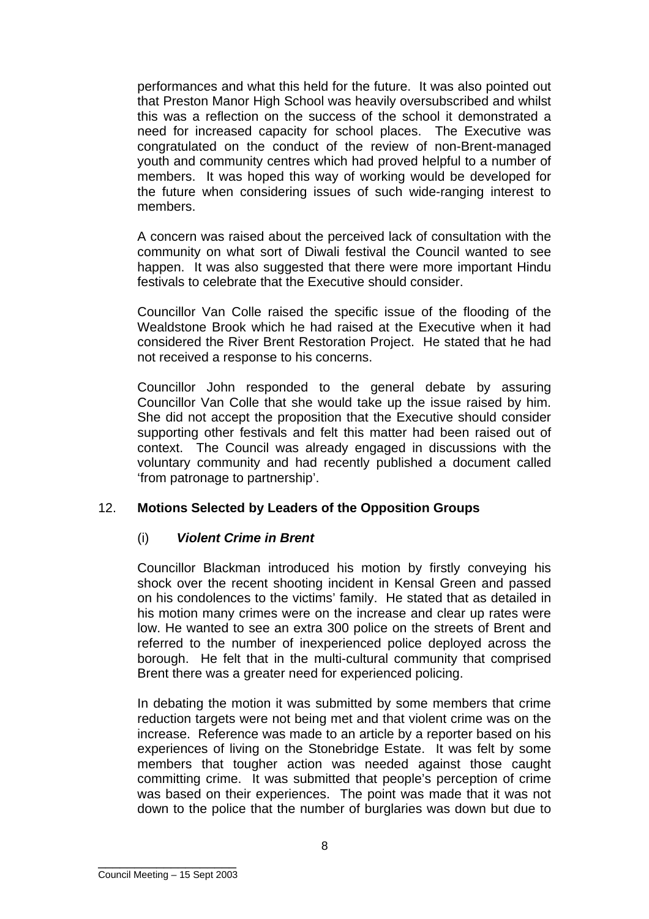performances and what this held for the future. It was also pointed out that Preston Manor High School was heavily oversubscribed and whilst this was a reflection on the success of the school it demonstrated a need for increased capacity for school places. The Executive was congratulated on the conduct of the review of non-Brent-managed youth and community centres which had proved helpful to a number of members. It was hoped this way of working would be developed for the future when considering issues of such wide-ranging interest to members.

A concern was raised about the perceived lack of consultation with the community on what sort of Diwali festival the Council wanted to see happen. It was also suggested that there were more important Hindu festivals to celebrate that the Executive should consider.

Councillor Van Colle raised the specific issue of the flooding of the Wealdstone Brook which he had raised at the Executive when it had considered the River Brent Restoration Project. He stated that he had not received a response to his concerns.

Councillor John responded to the general debate by assuring Councillor Van Colle that she would take up the issue raised by him. She did not accept the proposition that the Executive should consider supporting other festivals and felt this matter had been raised out of context. The Council was already engaged in discussions with the voluntary community and had recently published a document called 'from patronage to partnership'.

## 12. **Motions Selected by Leaders of the Opposition Groups**

### (i) ***Violent Crime in Brent***

Councillor Blackman introduced his motion by firstly conveying his shock over the recent shooting incident in Kensal Green and passed on his condolences to the victims' family. He stated that as detailed in his motion many crimes were on the increase and clear up rates were low. He wanted to see an extra 300 police on the streets of Brent and referred to the number of inexperienced police deployed across the borough. He felt that in the multi-cultural community that comprised Brent there was a greater need for experienced policing.

In debating the motion it was submitted by some members that crime reduction targets were not being met and that violent crime was on the increase. Reference was made to an article by a reporter based on his experiences of living on the Stonebridge Estate. It was felt by some members that tougher action was needed against those caught committing crime. It was submitted that people's perception of crime was based on their experiences. The point was made that it was not down to the police that the number of burglaries was down but due to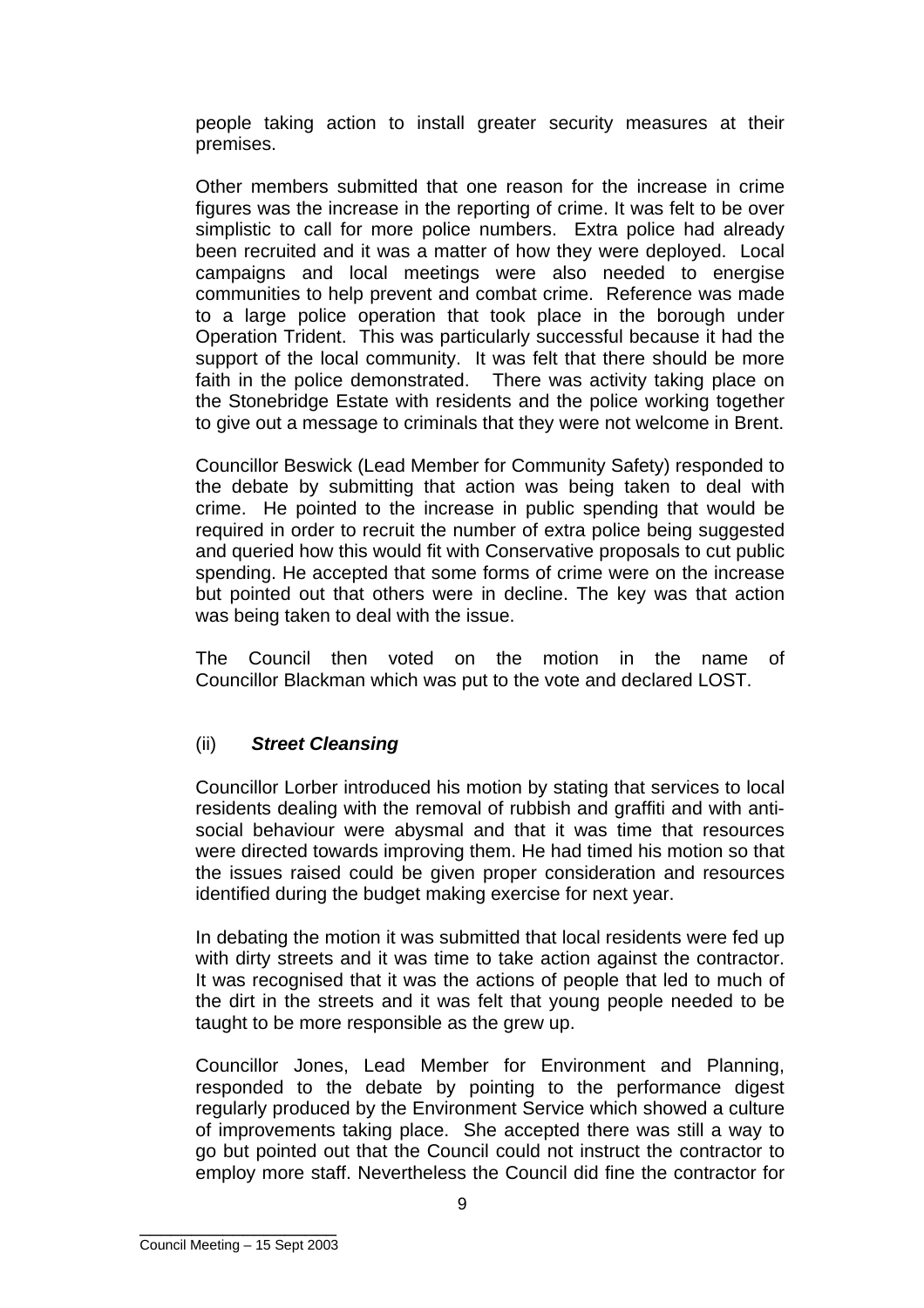people taking action to install greater security measures at their premises.

Other members submitted that one reason for the increase in crime figures was the increase in the reporting of crime. It was felt to be over simplistic to call for more police numbers. Extra police had already been recruited and it was a matter of how they were deployed. Local campaigns and local meetings were also needed to energise communities to help prevent and combat crime. Reference was made to a large police operation that took place in the borough under Operation Trident. This was particularly successful because it had the support of the local community. It was felt that there should be more faith in the police demonstrated. There was activity taking place on the Stonebridge Estate with residents and the police working together to give out a message to criminals that they were not welcome in Brent.

Councillor Beswick (Lead Member for Community Safety) responded to the debate by submitting that action was being taken to deal with crime. He pointed to the increase in public spending that would be required in order to recruit the number of extra police being suggested and queried how this would fit with Conservative proposals to cut public spending. He accepted that some forms of crime were on the increase but pointed out that others were in decline. The key was that action was being taken to deal with the issue.

The Council then voted on the motion in the name of Councillor Blackman which was put to the vote and declared LOST.

(ii) ***Street Cleansing***

Councillor Lorber introduced his motion by stating that services to local residents dealing with the removal of rubbish and graffiti and with anti-social behaviour were abysmal and that it was time that resources were directed towards improving them. He had timed his motion so that the issues raised could be given proper consideration and resources identified during the budget making exercise for next year.

In debating the motion it was submitted that local residents were fed up with dirty streets and it was time to take action against the contractor. It was recognised that it was the actions of people that led to much of the dirt in the streets and it was felt that young people needed to be taught to be more responsible as the grew up.

Councillor Jones, Lead Member for Environment and Planning, responded to the debate by pointing to the performance digest regularly produced by the Environment Service which showed a culture of improvements taking place. She accepted there was still a way to go but pointed out that the Council could not instruct the contractor to employ more staff. Nevertheless the Council did fine the contractor for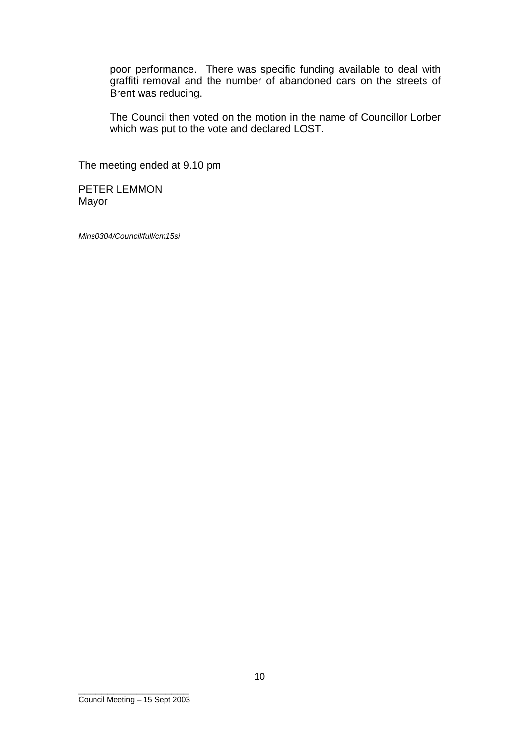poor performance. There was specific funding available to deal with graffiti removal and the number of abandoned cars on the streets of Brent was reducing.

The Council then voted on the motion in the name of Councillor Lorber which was put to the vote and declared LOST.

The meeting ended at 9.10 pm

PETER LEMMON
Mayor

*Mins0304/Council/full/cm15si*